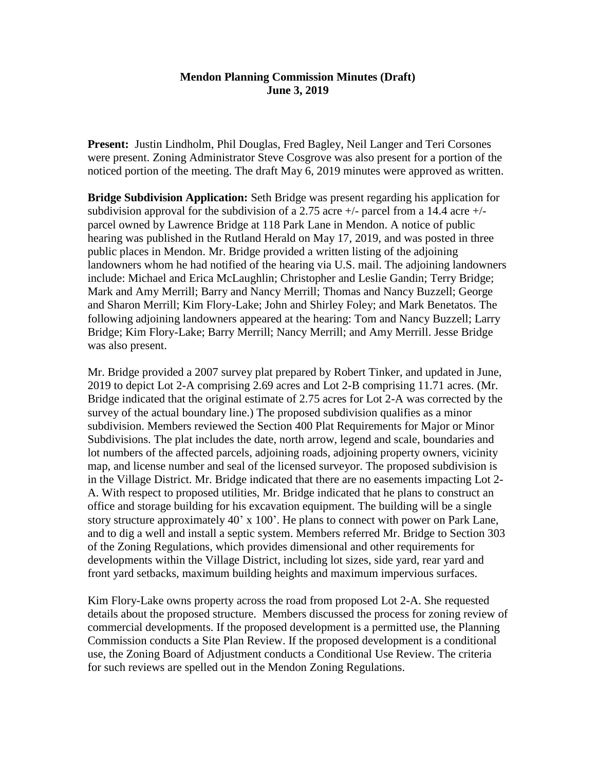**Mendon Planning Commission Minutes (Draft)**
**June 3, 2019**

**Present:** Justin Lindholm, Phil Douglas, Fred Bagley, Neil Langer and Teri Corsones were present. Zoning Administrator Steve Cosgrove was also present for a portion of the noticed portion of the meeting. The draft May 6, 2019 minutes were approved as written.

**Bridge Subdivision Application:** Seth Bridge was present regarding his application for subdivision approval for the subdivision of a 2.75 acre +/- parcel from a 14.4 acre +/- parcel owned by Lawrence Bridge at 118 Park Lane in Mendon. A notice of public hearing was published in the Rutland Herald on May 17, 2019, and was posted in three public places in Mendon. Mr. Bridge provided a written listing of the adjoining landowners whom he had notified of the hearing via U.S. mail. The adjoining landowners include: Michael and Erica McLaughlin; Christopher and Leslie Gandin; Terry Bridge; Mark and Amy Merrill; Barry and Nancy Merrill; Thomas and Nancy Buzzell; George and Sharon Merrill; Kim Flory-Lake; John and Shirley Foley; and Mark Benetatos. The following adjoining landowners appeared at the hearing: Tom and Nancy Buzzell; Larry Bridge; Kim Flory-Lake; Barry Merrill; Nancy Merrill; and Amy Merrill. Jesse Bridge was also present.

Mr. Bridge provided a 2007 survey plat prepared by Robert Tinker, and updated in June, 2019 to depict Lot 2-A comprising 2.69 acres and Lot 2-B comprising 11.71 acres. (Mr. Bridge indicated that the original estimate of 2.75 acres for Lot 2-A was corrected by the survey of the actual boundary line.) The proposed subdivision qualifies as a minor subdivision. Members reviewed the Section 400 Plat Requirements for Major or Minor Subdivisions. The plat includes the date, north arrow, legend and scale, boundaries and lot numbers of the affected parcels, adjoining roads, adjoining property owners, vicinity map, and license number and seal of the licensed surveyor. The proposed subdivision is in the Village District. Mr. Bridge indicated that there are no easements impacting Lot 2-A. With respect to proposed utilities, Mr. Bridge indicated that he plans to construct an office and storage building for his excavation equipment. The building will be a single story structure approximately 40' x 100'. He plans to connect with power on Park Lane, and to dig a well and install a septic system. Members referred Mr. Bridge to Section 303 of the Zoning Regulations, which provides dimensional and other requirements for developments within the Village District, including lot sizes, side yard, rear yard and front yard setbacks, maximum building heights and maximum impervious surfaces.

Kim Flory-Lake owns property across the road from proposed Lot 2-A. She requested details about the proposed structure. Members discussed the process for zoning review of commercial developments. If the proposed development is a permitted use, the Planning Commission conducts a Site Plan Review. If the proposed development is a conditional use, the Zoning Board of Adjustment conducts a Conditional Use Review. The criteria for such reviews are spelled out in the Mendon Zoning Regulations.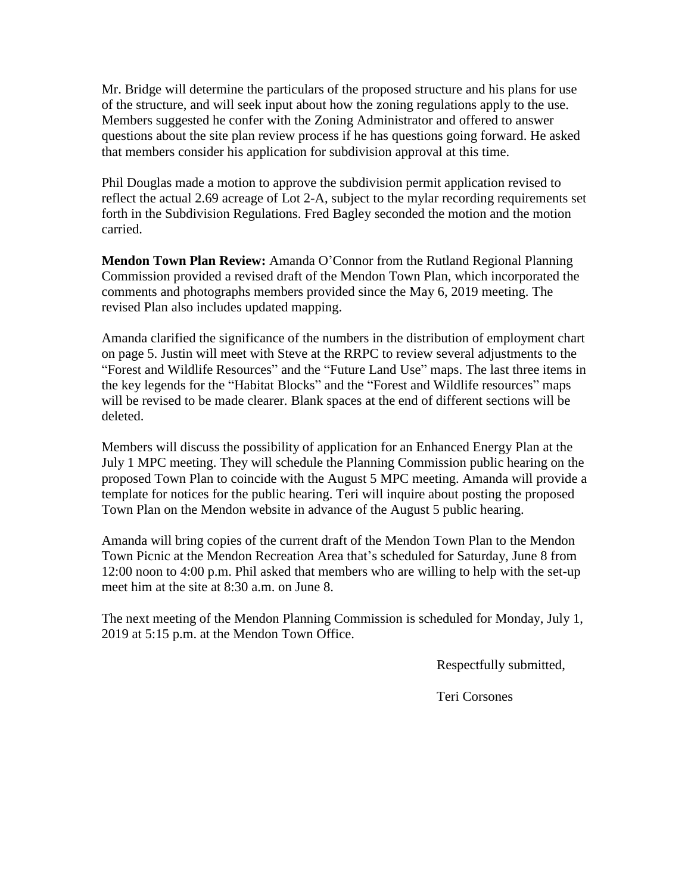Mr. Bridge will determine the particulars of the proposed structure and his plans for use of the structure, and will seek input about how the zoning regulations apply to the use. Members suggested he confer with the Zoning Administrator and offered to answer questions about the site plan review process if he has questions going forward. He asked that members consider his application for subdivision approval at this time.

Phil Douglas made a motion to approve the subdivision permit application revised to reflect the actual 2.69 acreage of Lot 2-A, subject to the mylar recording requirements set forth in the Subdivision Regulations. Fred Bagley seconded the motion and the motion carried.

**Mendon Town Plan Review:** Amanda O'Connor from the Rutland Regional Planning Commission provided a revised draft of the Mendon Town Plan, which incorporated the comments and photographs members provided since the May 6, 2019 meeting. The revised Plan also includes updated mapping.

Amanda clarified the significance of the numbers in the distribution of employment chart on page 5. Justin will meet with Steve at the RRPC to review several adjustments to the "Forest and Wildlife Resources" and the "Future Land Use" maps. The last three items in the key legends for the "Habitat Blocks" and the "Forest and Wildlife resources" maps will be revised to be made clearer. Blank spaces at the end of different sections will be deleted.

Members will discuss the possibility of application for an Enhanced Energy Plan at the July 1 MPC meeting. They will schedule the Planning Commission public hearing on the proposed Town Plan to coincide with the August 5 MPC meeting. Amanda will provide a template for notices for the public hearing. Teri will inquire about posting the proposed Town Plan on the Mendon website in advance of the August 5 public hearing.

Amanda will bring copies of the current draft of the Mendon Town Plan to the Mendon Town Picnic at the Mendon Recreation Area that's scheduled for Saturday, June 8 from 12:00 noon to 4:00 p.m. Phil asked that members who are willing to help with the set-up meet him at the site at 8:30 a.m. on June 8.

The next meeting of the Mendon Planning Commission is scheduled for Monday, July 1, 2019 at 5:15 p.m. at the Mendon Town Office.

Respectfully submitted,

Teri Corsones